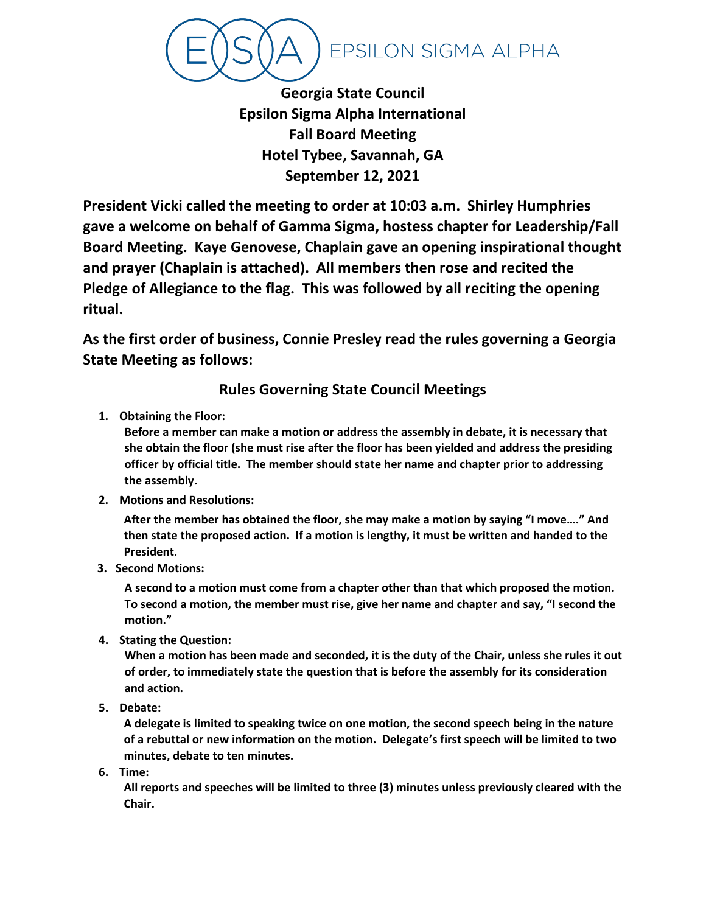EPSILON SIGMA ALPHA

# Georgia State Council
# Epsilon Sigma Alpha International
# Fall Board Meeting
# Hotel Tybee, Savannah, GA
# September 12, 2021

**President Vicki called the meeting to order at 10:03 a.m. Shirley Humphries gave a welcome on behalf of Gamma Sigma, hostess chapter for Leadership/Fall Board Meeting. Kaye Genovese, Chaplain gave an opening inspirational thought and prayer (Chaplain is attached). All members then rose and recited the Pledge of Allegiance to the flag. This was followed by all reciting the opening ritual.**

**As the first order of business, Connie Presley read the rules governing a Georgia State Meeting as follows:**

## Rules Governing State Council Meetings

1. **Obtaining the Floor:**
   **Before a member can make a motion or address the assembly in debate, it is necessary that she obtain the floor (she must rise after the floor has been yielded and address the presiding officer by official title. The member should state her name and chapter prior to addressing the assembly.**
2. **Motions and Resolutions:**
   **After the member has obtained the floor, she may make a motion by saying "I move…." And then state the proposed action. If a motion is lengthy, it must be written and handed to the President.**
3. **Second Motions:**
   **A second to a motion must come from a chapter other than that which proposed the motion. To second a motion, the member must rise, give her name and chapter and say, "I second the motion."**
4. **Stating the Question:**
   **When a motion has been made and seconded, it is the duty of the Chair, unless she rules it out of order, to immediately state the question that is before the assembly for its consideration and action.**
5. **Debate:**
   **A delegate is limited to speaking twice on one motion, the second speech being in the nature of a rebuttal or new information on the motion. Delegate's first speech will be limited to two minutes, debate to ten minutes.**
6. **Time:**
   **All reports and speeches will be limited to three (3) minutes unless previously cleared with the Chair.**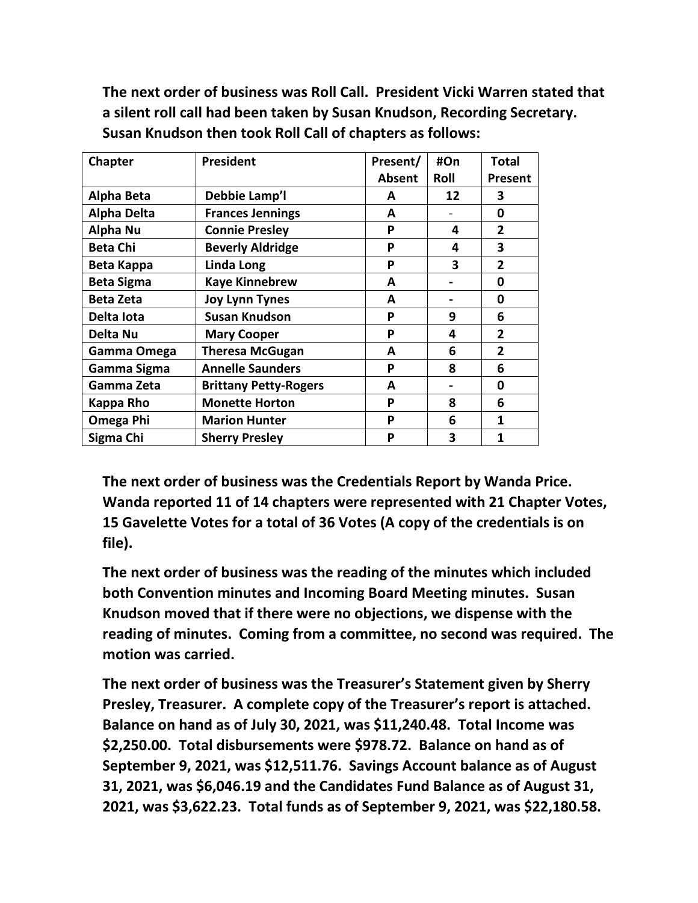**The next order of business was Roll Call. President Vicki Warren stated that a silent roll call had been taken by Susan Knudson, Recording Secretary. Susan Knudson then took Roll Call of chapters as follows:**

| Chapter | President | Present/ Absent | #On Roll | Total Present |
|---|---|---|---|---|
| Alpha Beta | Debbie Lamp'l | A | 12 | 3 |
| Alpha Delta | Frances Jennings | A | - | 0 |
| Alpha Nu | Connie Presley | P | 4 | 2 |
| Beta Chi | Beverly Aldridge | P | 4 | 3 |
| Beta Kappa | Linda Long | P | 3 | 2 |
| Beta Sigma | Kaye Kinnebrew | A | - | 0 |
| Beta Zeta | Joy Lynn Tynes | A | - | 0 |
| Delta Iota | Susan Knudson | P | 9 | 6 |
| Delta Nu | Mary Cooper | P | 4 | 2 |
| Gamma Omega | Theresa McGugan | A | 6 | 2 |
| Gamma Sigma | Annelle Saunders | P | 8 | 6 |
| Gamma Zeta | Brittany Petty-Rogers | A | - | 0 |
| Kappa Rho | Monette Horton | P | 8 | 6 |
| Omega Phi | Marion Hunter | P | 6 | 1 |
| Sigma Chi | Sherry Presley | P | 3 | 1 |

**The next order of business was the Credentials Report by Wanda Price. Wanda reported 11 of 14 chapters were represented with 21 Chapter Votes, 15 Gavelette Votes for a total of 36 Votes (A copy of the credentials is on file).**

**The next order of business was the reading of the minutes which included both Convention minutes and Incoming Board Meeting minutes. Susan Knudson moved that if there were no objections, we dispense with the reading of minutes. Coming from a committee, no second was required. The motion was carried.**

**The next order of business was the Treasurer's Statement given by Sherry Presley, Treasurer. A complete copy of the Treasurer's report is attached. Balance on hand as of July 30, 2021, was $11,240.48. Total Income was $2,250.00. Total disbursements were $978.72. Balance on hand as of September 9, 2021, was $12,511.76. Savings Account balance as of August 31, 2021, was $6,046.19 and the Candidates Fund Balance as of August 31, 2021, was $3,622.23. Total funds as of September 9, 2021, was $22,180.58.**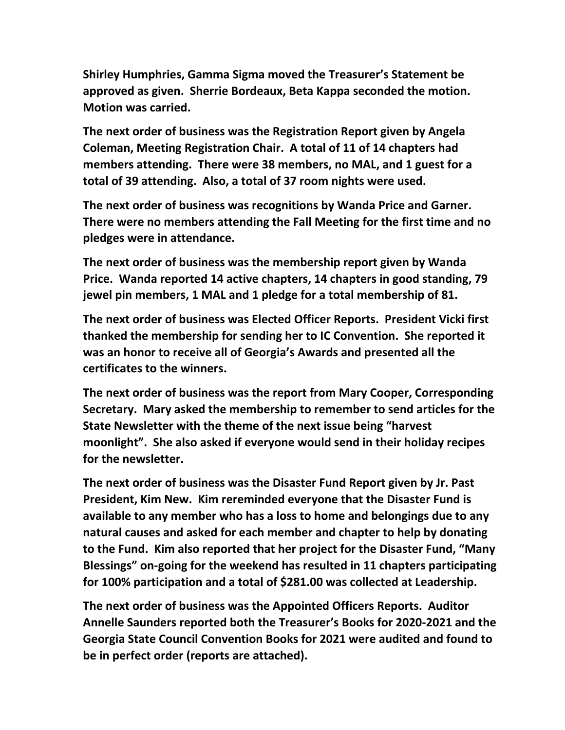**Shirley Humphries, Gamma Sigma moved the Treasurer's Statement be approved as given. Sherrie Bordeaux, Beta Kappa seconded the motion. Motion was carried.**

**The next order of business was the Registration Report given by Angela Coleman, Meeting Registration Chair. A total of 11 of 14 chapters had members attending. There were 38 members, no MAL, and 1 guest for a total of 39 attending. Also, a total of 37 room nights were used.**

**The next order of business was recognitions by Wanda Price and Garner. There were no members attending the Fall Meeting for the first time and no pledges were in attendance.**

**The next order of business was the membership report given by Wanda Price. Wanda reported 14 active chapters, 14 chapters in good standing, 79 jewel pin members, 1 MAL and 1 pledge for a total membership of 81.**

**The next order of business was Elected Officer Reports. President Vicki first thanked the membership for sending her to IC Convention. She reported it was an honor to receive all of Georgia's Awards and presented all the certificates to the winners.**

**The next order of business was the report from Mary Cooper, Corresponding Secretary. Mary asked the membership to remember to send articles for the State Newsletter with the theme of the next issue being "harvest moonlight". She also asked if everyone would send in their holiday recipes for the newsletter.**

**The next order of business was the Disaster Fund Report given by Jr. Past President, Kim New. Kim rereminded everyone that the Disaster Fund is available to any member who has a loss to home and belongings due to any natural causes and asked for each member and chapter to help by donating to the Fund. Kim also reported that her project for the Disaster Fund, "Many Blessings" on-going for the weekend has resulted in 11 chapters participating for 100% participation and a total of $281.00 was collected at Leadership.**

**The next order of business was the Appointed Officers Reports. Auditor Annelle Saunders reported both the Treasurer's Books for 2020-2021 and the Georgia State Council Convention Books for 2021 were audited and found to be in perfect order (reports are attached).**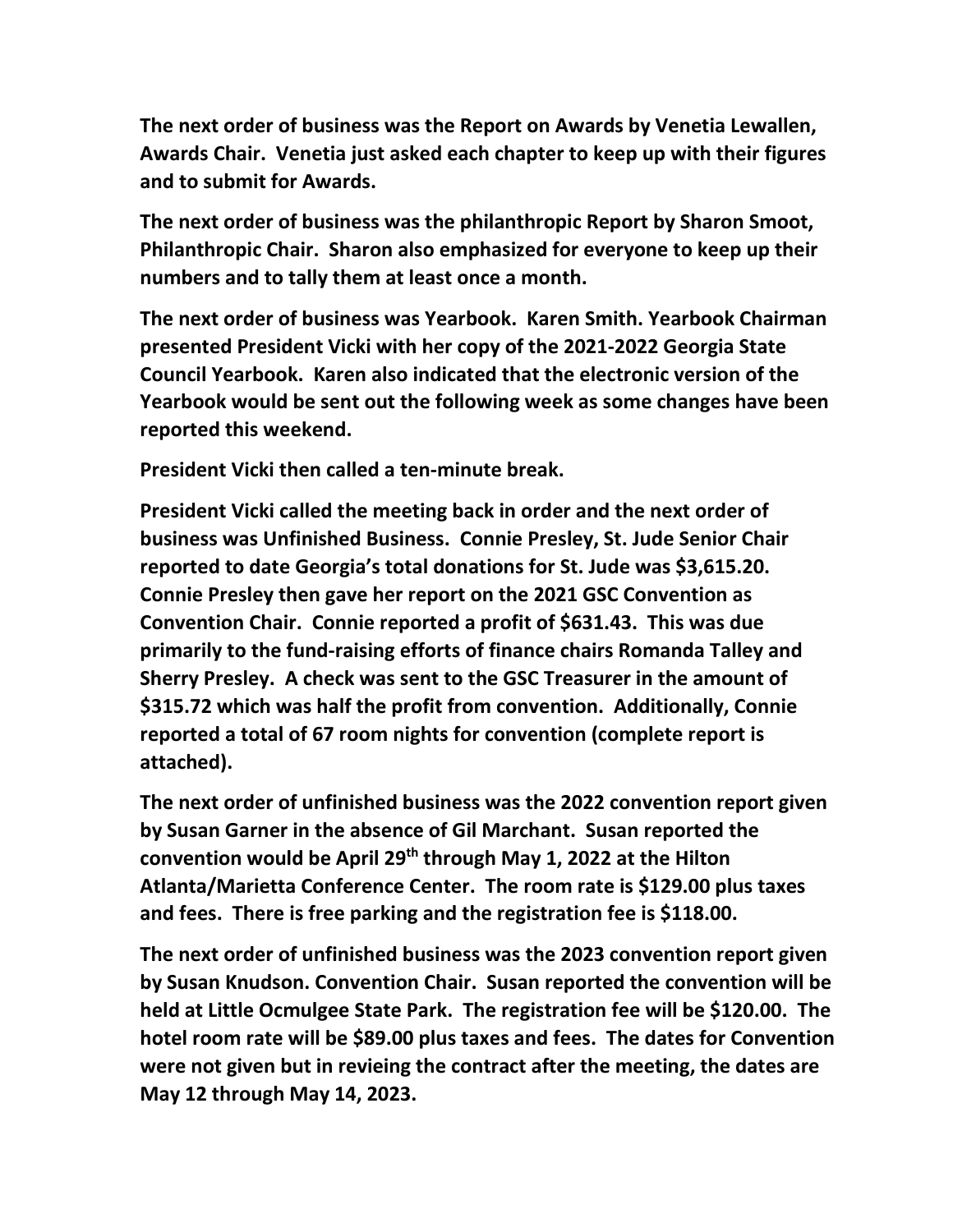**The next order of business was the Report on Awards by Venetia Lewallen, Awards Chair. Venetia just asked each chapter to keep up with their figures and to submit for Awards.**

**The next order of business was the philanthropic Report by Sharon Smoot, Philanthropic Chair. Sharon also emphasized for everyone to keep up their numbers and to tally them at least once a month.**

**The next order of business was Yearbook. Karen Smith. Yearbook Chairman presented President Vicki with her copy of the 2021-2022 Georgia State Council Yearbook. Karen also indicated that the electronic version of the Yearbook would be sent out the following week as some changes have been reported this weekend.**

**President Vicki then called a ten-minute break.**

**President Vicki called the meeting back in order and the next order of business was Unfinished Business. Connie Presley, St. Jude Senior Chair reported to date Georgia's total donations for St. Jude was $3,615.20. Connie Presley then gave her report on the 2021 GSC Convention as Convention Chair. Connie reported a profit of $631.43. This was due primarily to the fund-raising efforts of finance chairs Romanda Talley and Sherry Presley. A check was sent to the GSC Treasurer in the amount of $315.72 which was half the profit from convention. Additionally, Connie reported a total of 67 room nights for convention (complete report is attached).**

**The next order of unfinished business was the 2022 convention report given by Susan Garner in the absence of Gil Marchant. Susan reported the convention would be April 29th through May 1, 2022 at the Hilton Atlanta/Marietta Conference Center. The room rate is $129.00 plus taxes and fees. There is free parking and the registration fee is $118.00.**

**The next order of unfinished business was the 2023 convention report given by Susan Knudson. Convention Chair. Susan reported the convention will be held at Little Ocmulgee State Park. The registration fee will be $120.00. The hotel room rate will be $89.00 plus taxes and fees. The dates for Convention were not given but in revieing the contract after the meeting, the dates are May 12 through May 14, 2023.**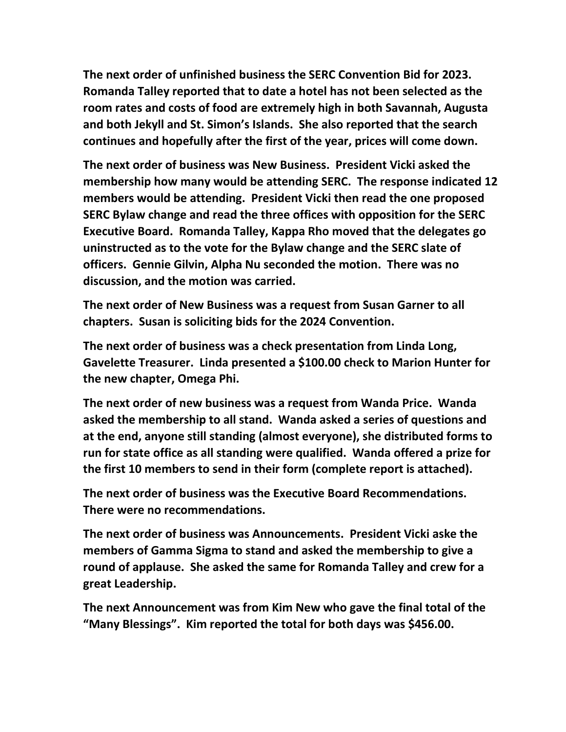**The next order of unfinished business the SERC Convention Bid for 2023. Romanda Talley reported that to date a hotel has not been selected as the room rates and costs of food are extremely high in both Savannah, Augusta and both Jekyll and St. Simon's Islands. She also reported that the search continues and hopefully after the first of the year, prices will come down.**

**The next order of business was New Business. President Vicki asked the membership how many would be attending SERC. The response indicated 12 members would be attending. President Vicki then read the one proposed SERC Bylaw change and read the three offices with opposition for the SERC Executive Board. Romanda Talley, Kappa Rho moved that the delegates go uninstructed as to the vote for the Bylaw change and the SERC slate of officers. Gennie Gilvin, Alpha Nu seconded the motion. There was no discussion, and the motion was carried.**

**The next order of New Business was a request from Susan Garner to all chapters. Susan is soliciting bids for the 2024 Convention.**

**The next order of business was a check presentation from Linda Long, Gavelette Treasurer. Linda presented a $100.00 check to Marion Hunter for the new chapter, Omega Phi.**

**The next order of new business was a request from Wanda Price. Wanda asked the membership to all stand. Wanda asked a series of questions and at the end, anyone still standing (almost everyone), she distributed forms to run for state office as all standing were qualified. Wanda offered a prize for the first 10 members to send in their form (complete report is attached).**

**The next order of business was the Executive Board Recommendations. There were no recommendations.**

**The next order of business was Announcements. President Vicki aske the members of Gamma Sigma to stand and asked the membership to give a round of applause. She asked the same for Romanda Talley and crew for a great Leadership.**

**The next Announcement was from Kim New who gave the final total of the "Many Blessings". Kim reported the total for both days was $456.00.**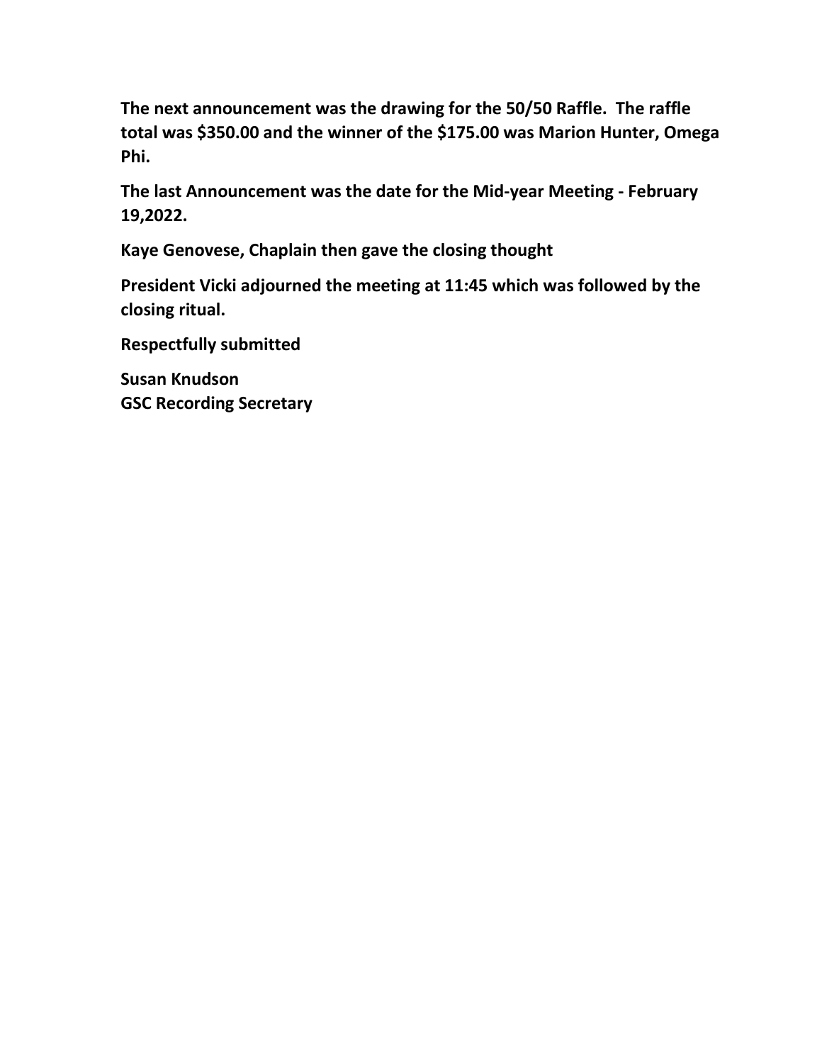**The next announcement was the drawing for the 50/50 Raffle. The raffle total was $350.00 and the winner of the $175.00 was Marion Hunter, Omega Phi.**

**The last Announcement was the date for the Mid-year Meeting - February 19,2022.**

**Kaye Genovese, Chaplain then gave the closing thought**

**President Vicki adjourned the meeting at 11:45 which was followed by the closing ritual.**

**Respectfully submitted**

**Susan Knudson**
**GSC Recording Secretary**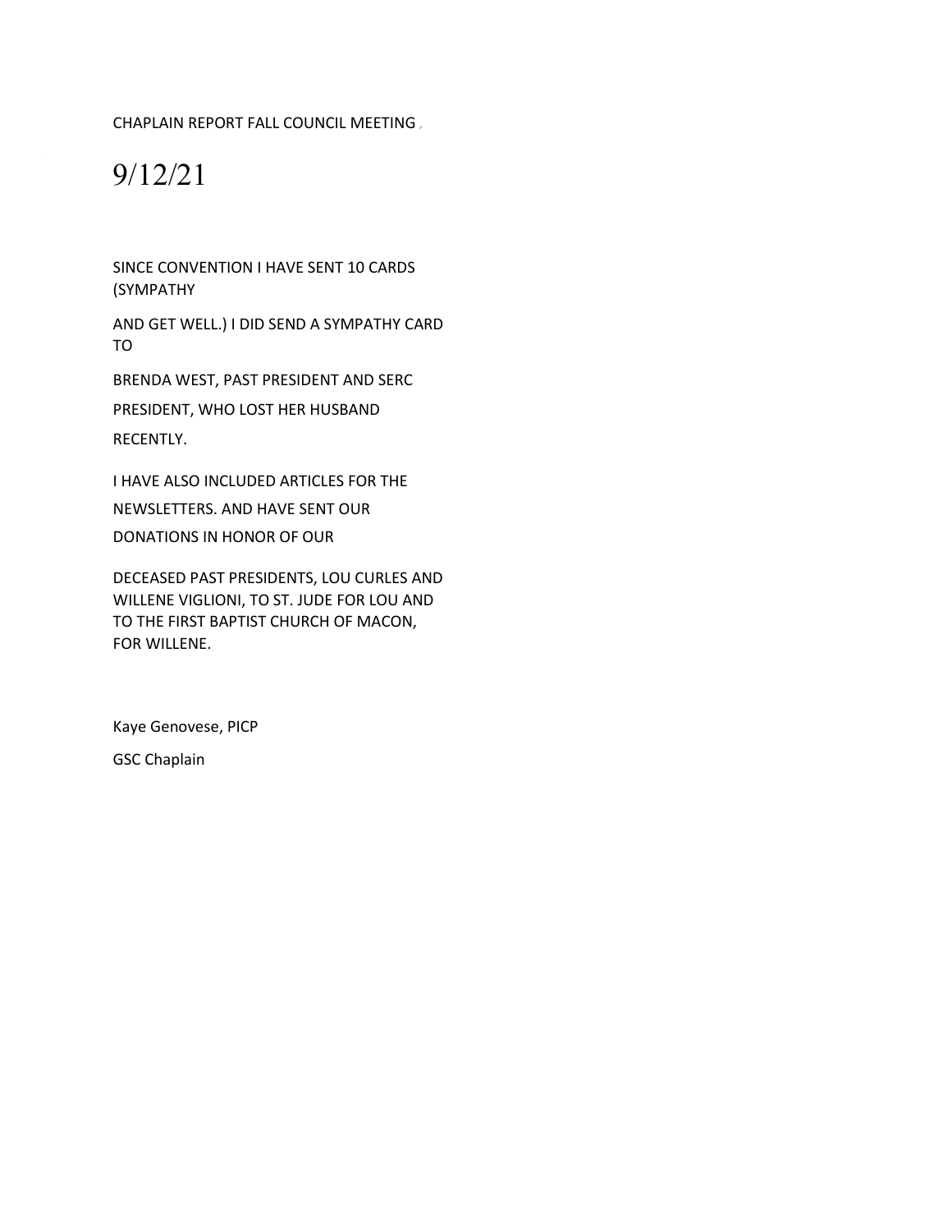CHAPLAIN REPORT FALL COUNCIL MEETING

9/12/21

SINCE CONVENTION I HAVE SENT 10 CARDS (SYMPATHY AND GET WELL.) I DID SEND A SYMPATHY CARD TO BRENDA WEST, PAST PRESIDENT AND SERC PRESIDENT, WHO LOST HER HUSBAND RECENTLY.

I HAVE ALSO INCLUDED ARTICLES FOR THE NEWSLETTERS. AND HAVE SENT OUR DONATIONS IN HONOR OF OUR DECEASED PAST PRESIDENTS, LOU CURLES AND WILLENE VIGLIONI, TO ST. JUDE FOR LOU AND TO THE FIRST BAPTIST CHURCH OF MACON, FOR WILLENE.

Kaye Genovese, PICP

GSC Chaplain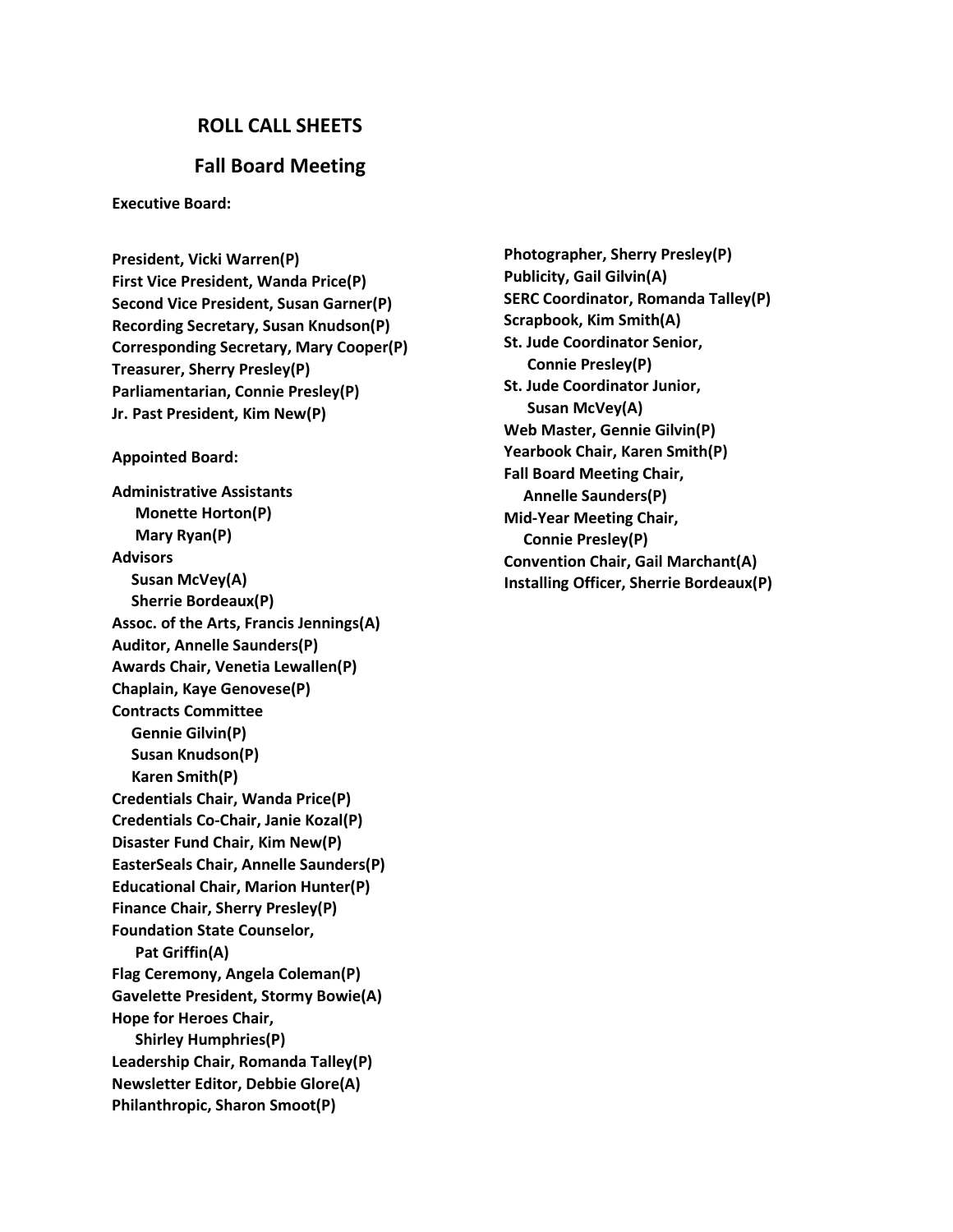## ROLL CALL SHEETS

## Fall Board Meeting

**Executive Board:**

**President, Vicki Warren(P)**
**First Vice President, Wanda Price(P)**
**Second Vice President, Susan Garner(P)**
**Recording Secretary, Susan Knudson(P)**
**Corresponding Secretary, Mary Cooper(P)**
**Treasurer, Sherry Presley(P)**
**Parliamentarian, Connie Presley(P)**
**Jr. Past President, Kim New(P)**

**Appointed Board:**

**Administrative Assistants**
**Monette Horton(P)**
**Mary Ryan(P)**
**Advisors**
**Susan McVey(A)**
**Sherrie Bordeaux(P)**
**Assoc. of the Arts, Francis Jennings(A)**
**Auditor, Annelle Saunders(P)**
**Awards Chair, Venetia Lewallen(P)**
**Chaplain, Kaye Genovese(P)**
**Contracts Committee**
**Gennie Gilvin(P)**
**Susan Knudson(P)**
**Karen Smith(P)**
**Credentials Chair, Wanda Price(P)**
**Credentials Co-Chair, Janie Kozal(P)**
**Disaster Fund Chair, Kim New(P)**
**EasterSeals Chair, Annelle Saunders(P)**
**Educational Chair, Marion Hunter(P)**
**Finance Chair, Sherry Presley(P)**
**Foundation State Counselor,**
**Pat Griffin(A)**
**Flag Ceremony, Angela Coleman(P)**
**Gavelette President, Stormy Bowie(A)**
**Hope for Heroes Chair,**
**Shirley Humphries(P)**
**Leadership Chair, Romanda Talley(P)**
**Newsletter Editor, Debbie Glore(A)**
**Philanthropic, Sharon Smoot(P)**
**Photographer, Sherry Presley(P)**
**Publicity, Gail Gilvin(A)**
**SERC Coordinator, Romanda Talley(P)**
**Scrapbook, Kim Smith(A)**
**St. Jude Coordinator Senior,**
**Connie Presley(P)**
**St. Jude Coordinator Junior,**
**Susan McVey(A)**
**Web Master, Gennie Gilvin(P)**
**Yearbook Chair, Karen Smith(P)**
**Fall Board Meeting Chair,**
**Annelle Saunders(P)**
**Mid-Year Meeting Chair,**
**Connie Presley(P)**
**Convention Chair, Gail Marchant(A)**
**Installing Officer, Sherrie Bordeaux(P)**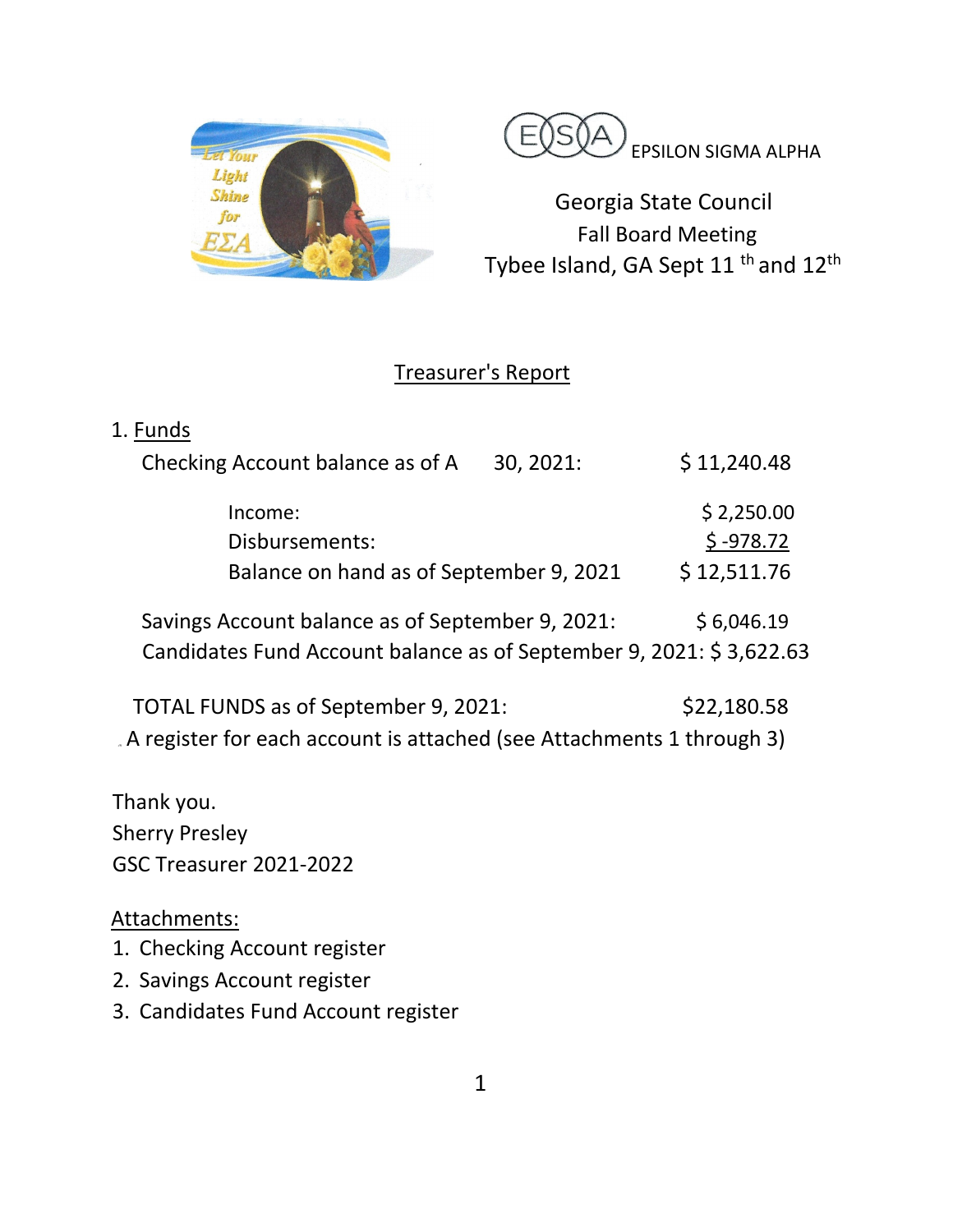EPSILON SIGMA ALPHA

Georgia State Council
Fall Board Meeting
Tybee Island, GA Sept 11 th and 12th

## Treasurer's Report

1. Funds

Checking Account balance as of A 30, 2021: $ 11,240.48

| | |
|---|---|
| Income: | $ 2,250.00 |
| Disbursements: | $ -978.72 |
| Balance on hand as of September 9, 2021 | $ 12,511.76 |

Savings Account balance as of September 9, 2021: $ 6,046.19
Candidates Fund Account balance as of September 9, 2021: $ 3,622.63

TOTAL FUNDS as of September 9, 2021: $22,180.58
A register for each account is attached (see Attachments 1 through 3)

Thank you.
Sherry Presley
GSC Treasurer 2021-2022

Attachments:

1. Checking Account register
2. Savings Account register
3. Candidates Fund Account register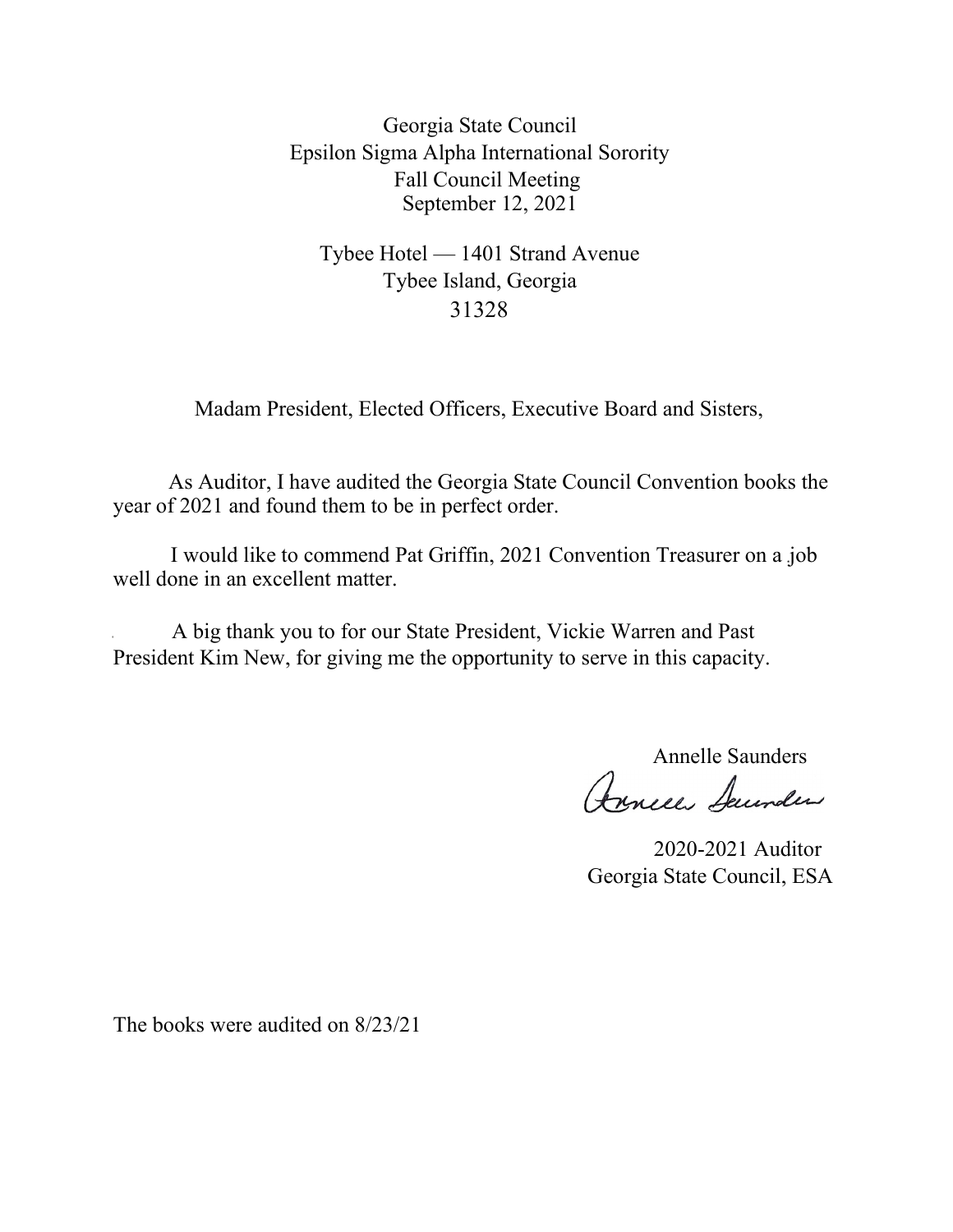Georgia State Council
Epsilon Sigma Alpha International Sorority
Fall Council Meeting
September 12, 2021

Tybee Hotel — 1401 Strand Avenue
Tybee Island, Georgia
31328

Madam President, Elected Officers, Executive Board and Sisters,

As Auditor, I have audited the Georgia State Council Convention books the year of 2021 and found them to be in perfect order.

I would like to commend Pat Griffin, 2021 Convention Treasurer on a job well done in an excellent matter.

A big thank you to for our State President, Vickie Warren and Past President Kim New, for giving me the opportunity to serve in this capacity.

Annelle Saunders

2020-2021 Auditor
Georgia State Council, ESA

The books were audited on 8/23/21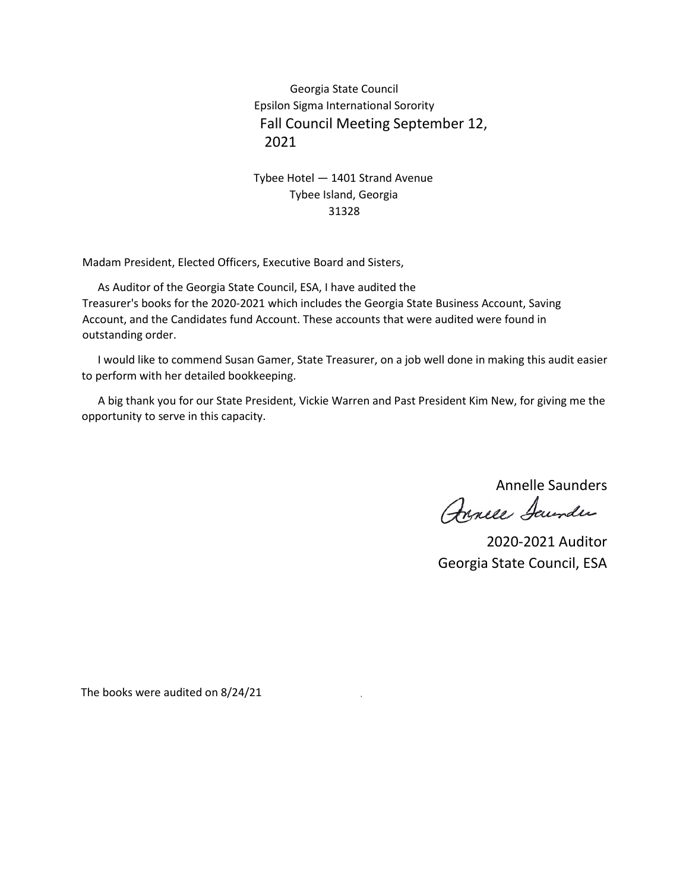Georgia State Council
Epsilon Sigma International Sorority
Fall Council Meeting September 12, 2021

Tybee Hotel — 1401 Strand Avenue
Tybee Island, Georgia
31328

Madam President, Elected Officers, Executive Board and Sisters,

As Auditor of the Georgia State Council, ESA, I have audited the Treasurer's books for the 2020-2021 which includes the Georgia State Business Account, Saving Account, and the Candidates fund Account. These accounts that were audited were found in outstanding order.

I would like to commend Susan Gamer, State Treasurer, on a job well done in making this audit easier to perform with her detailed bookkeeping.

A big thank you for our State President, Vickie Warren and Past President Kim New, for giving me the opportunity to serve in this capacity.

Annelle Saunders

2020-2021 Auditor
Georgia State Council, ESA

The books were audited on 8/24/21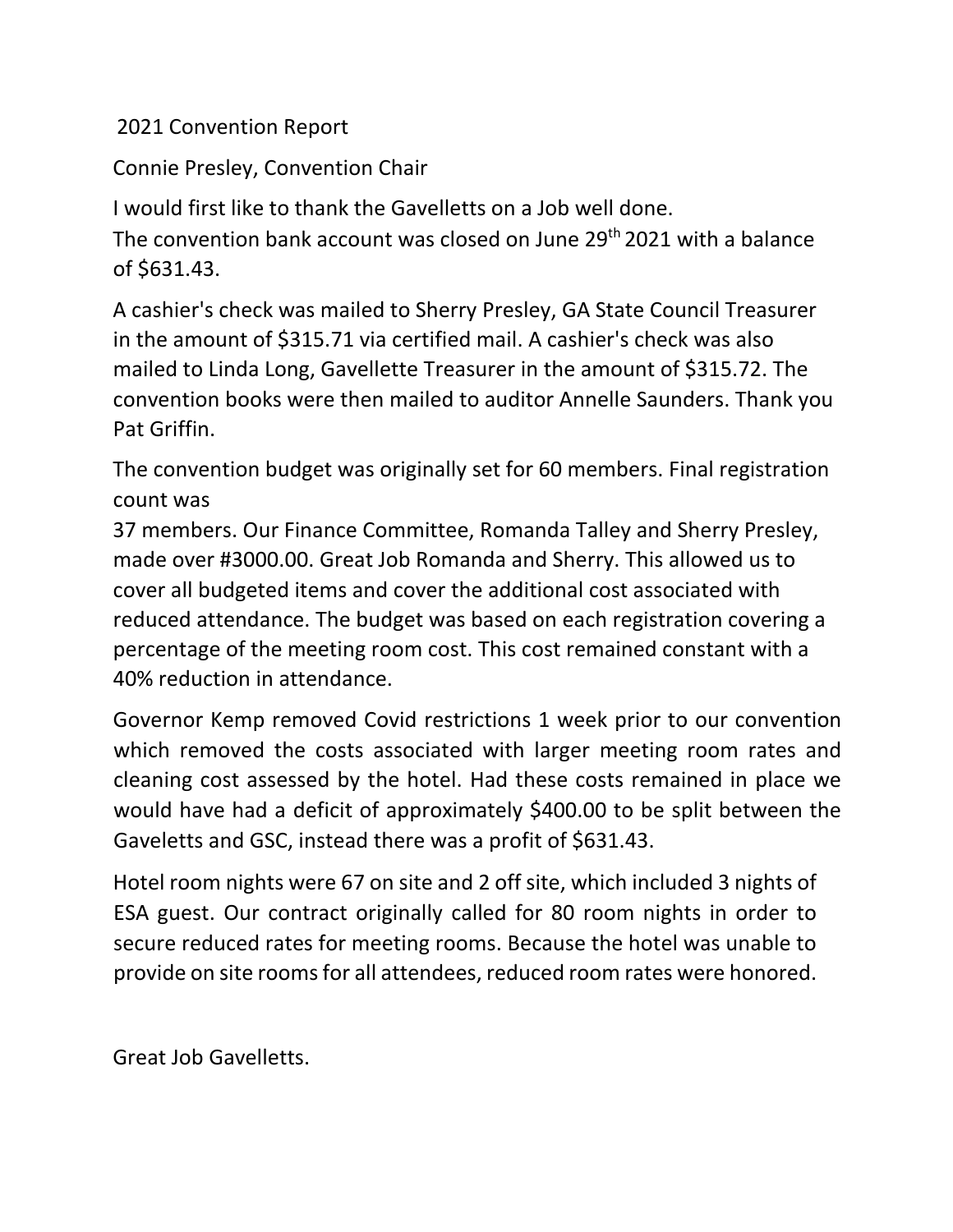2021 Convention Report

Connie Presley, Convention Chair

I would first like to thank the Gavelletts on a Job well done.
The convention bank account was closed on June 29th 2021 with a balance of $631.43.

A cashier's check was mailed to Sherry Presley, GA State Council Treasurer in the amount of $315.71 via certified mail. A cashier's check was also mailed to Linda Long, Gavellette Treasurer in the amount of $315.72. The convention books were then mailed to auditor Annelle Saunders. Thank you Pat Griffin.

The convention budget was originally set for 60 members. Final registration count was
37 members. Our Finance Committee, Romanda Talley and Sherry Presley, made over #3000.00. Great Job Romanda and Sherry. This allowed us to cover all budgeted items and cover the additional cost associated with reduced attendance. The budget was based on each registration covering a percentage of the meeting room cost. This cost remained constant with a 40% reduction in attendance.

Governor Kemp removed Covid restrictions 1 week prior to our convention which removed the costs associated with larger meeting room rates and cleaning cost assessed by the hotel. Had these costs remained in place we would have had a deficit of approximately $400.00 to be split between the Gaveletts and GSC, instead there was a profit of $631.43.

Hotel room nights were 67 on site and 2 off site, which included 3 nights of ESA guest. Our contract originally called for 80 room nights in order to secure reduced rates for meeting rooms. Because the hotel was unable to provide on site rooms for all attendees, reduced room rates were honored.

Great Job Gavelletts.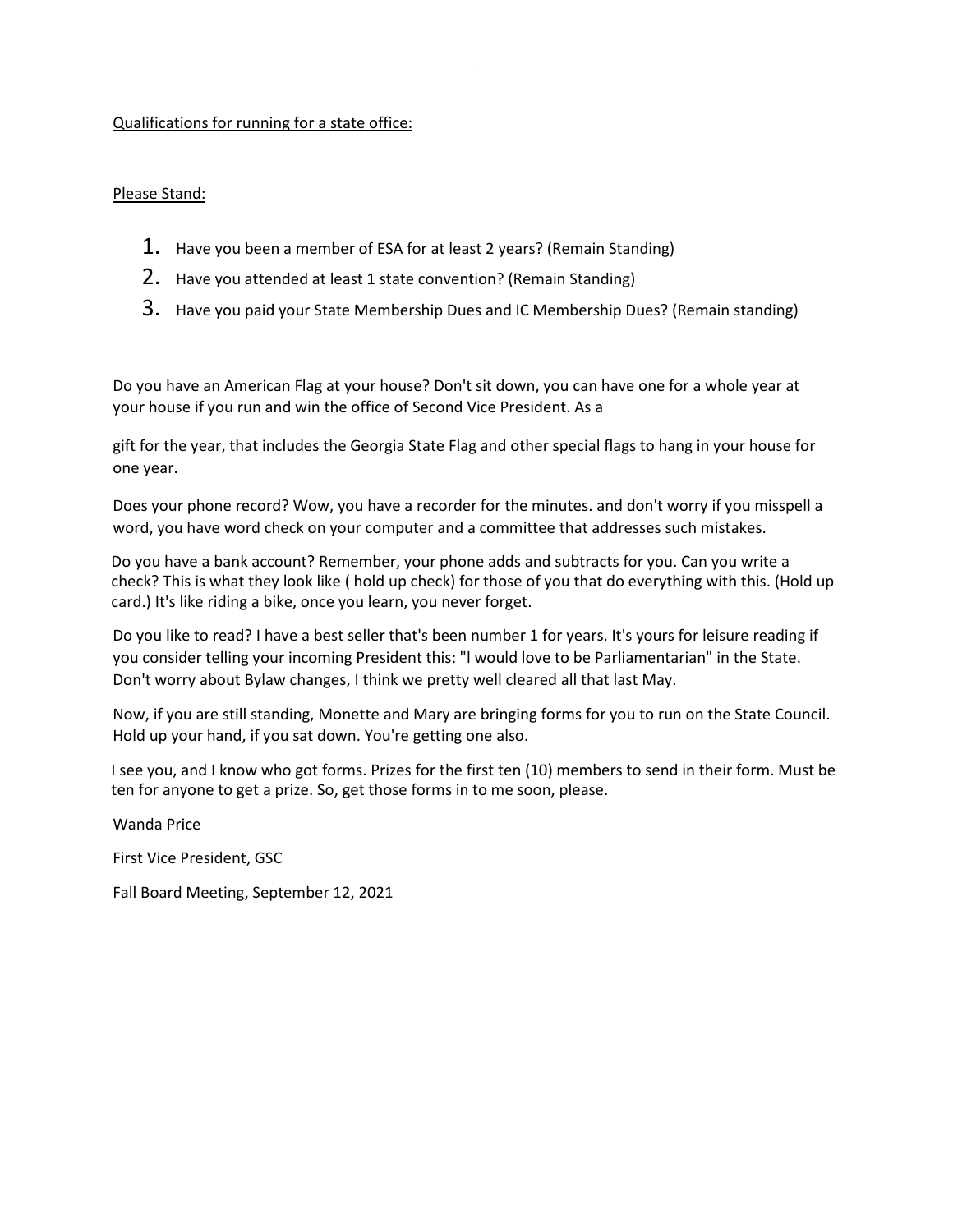Qualifications for running for a state office:

Please Stand:

1. Have you been a member of ESA for at least 2 years? (Remain Standing)
2. Have you attended at least 1 state convention? (Remain Standing)
3. Have you paid your State Membership Dues and IC Membership Dues? (Remain standing)

Do you have an American Flag at your house? Don't sit down, you can have one for a whole year at your house if you run and win the office of Second Vice President. As a

gift for the year, that includes the Georgia State Flag and other special flags to hang in your house for one year.

Does your phone record? Wow, you have a recorder for the minutes. and don't worry if you misspell a word, you have word check on your computer and a committee that addresses such mistakes.

Do you have a bank account? Remember, your phone adds and subtracts for you. Can you write a check? This is what they look like ( hold up check) for those of you that do everything with this. (Hold up card.) It's like riding a bike, once you learn, you never forget.

Do you like to read? I have a best seller that's been number 1 for years. It's yours for leisure reading if you consider telling your incoming President this: "l would love to be Parliamentarian" in the State. Don't worry about Bylaw changes, I think we pretty well cleared all that last May.

Now, if you are still standing, Monette and Mary are bringing forms for you to run on the State Council. Hold up your hand, if you sat down. You're getting one also.

I see you, and I know who got forms. Prizes for the first ten (10) members to send in their form. Must be ten for anyone to get a prize. So, get those forms in to me soon, please.

Wanda Price

First Vice President, GSC

Fall Board Meeting, September 12, 2021